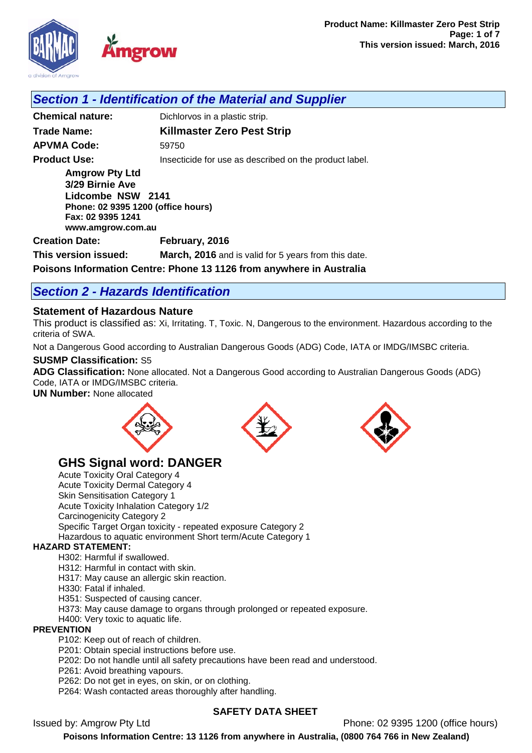## Section 1 - Identification of the Material and Supplier

**Chemical nature:** Dichlorvos in a plastic strip.

**Trade Name:** **Killmaster Zero Pest Strip**

**APVMA Code:** 59750

**Product Use:** Insecticide for use as described on the product label.

**Amgrow Pty Ltd**
**3/29 Birnie Ave**
**Lidcombe NSW 2141**
**Phone: 02 9395 1200 (office hours)**
**Fax: 02 9395 1241**
**www.amgrow.com.au**

**Creation Date:** **February, 2016**

**This version issued:** **March, 2016** and is valid for 5 years from this date.

**Poisons Information Centre: Phone 13 1126 from anywhere in Australia**

## Section 2 - Hazards Identification

### Statement of Hazardous Nature

This product is classified as: Xi, Irritating. T, Toxic. N, Dangerous to the environment. Hazardous according to the criteria of SWA.

Not a Dangerous Good according to Australian Dangerous Goods (ADG) Code, IATA or IMDG/IMSBC criteria.

**SUSMP Classification:** S5

**ADG Classification:** None allocated. Not a Dangerous Good according to Australian Dangerous Goods (ADG) Code, IATA or IMDG/IMSBC criteria.

**UN Number:** None allocated

### GHS Signal word: DANGER

Acute Toxicity Oral Category 4
Acute Toxicity Dermal Category 4
Skin Sensitisation Category 1
Acute Toxicity Inhalation Category 1/2
Carcinogenicity Category 2
Specific Target Organ toxicity - repeated exposure Category 2
Hazardous to aquatic environment Short term/Acute Category 1

**HAZARD STATEMENT:**

H302: Harmful if swallowed.
H312: Harmful in contact with skin.
H317: May cause an allergic skin reaction.
H330: Fatal if inhaled.
H351: Suspected of causing cancer.
H373: May cause damage to organs through prolonged or repeated exposure.
H400: Very toxic to aquatic life.

**PREVENTION**

P102: Keep out of reach of children.
P201: Obtain special instructions before use.
P202: Do not handle until all safety precautions have been read and understood.
P261: Avoid breathing vapours.
P262: Do not get in eyes, on skin, or on clothing.
P264: Wash contacted areas thoroughly after handling.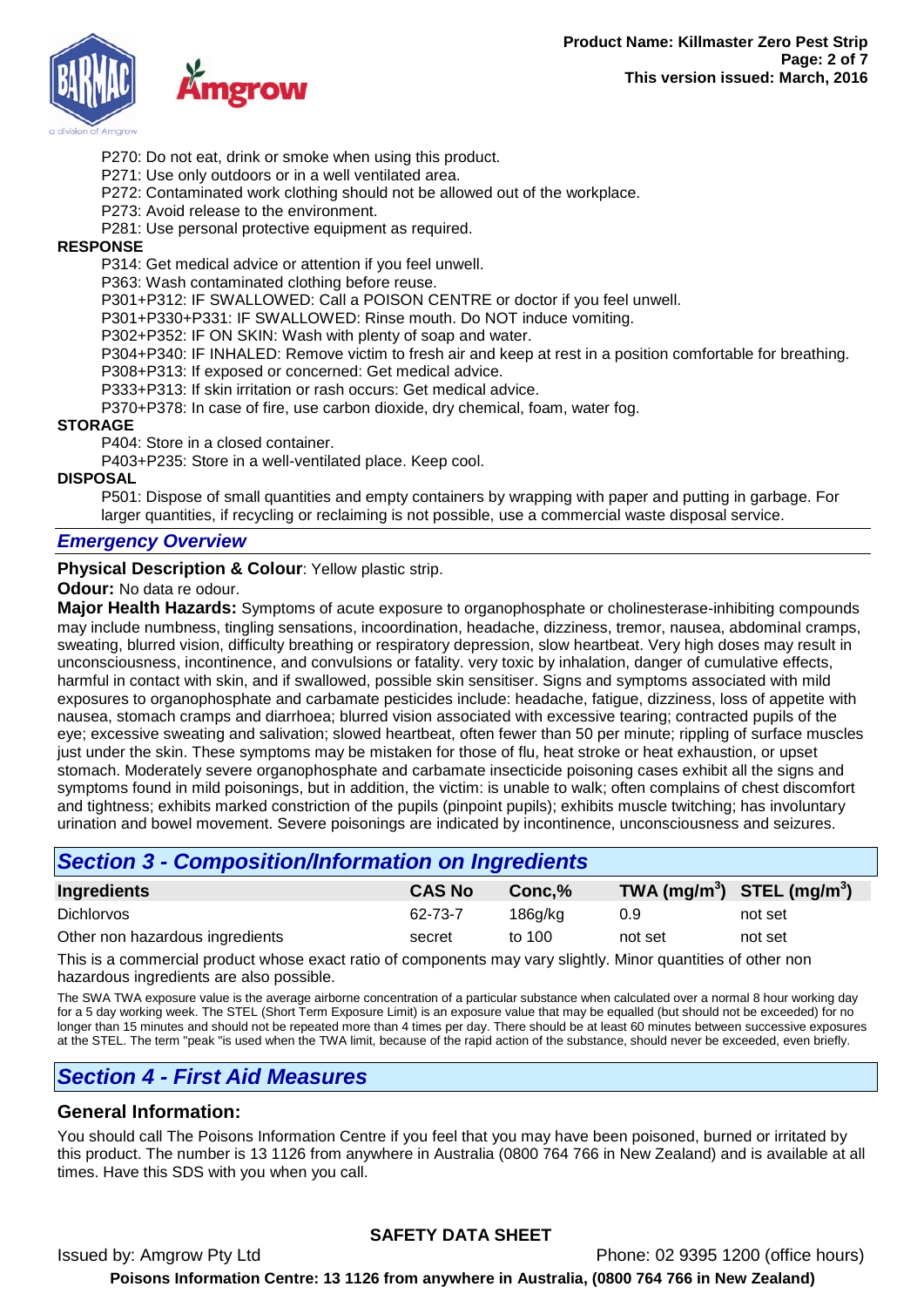P270: Do not eat, drink or smoke when using this product.
P271: Use only outdoors or in a well ventilated area.
P272: Contaminated work clothing should not be allowed out of the workplace.
P273: Avoid release to the environment.
P281: Use personal protective equipment as required.

**RESPONSE**

P314: Get medical advice or attention if you feel unwell.
P363: Wash contaminated clothing before reuse.
P301+P312: IF SWALLOWED: Call a POISON CENTRE or doctor if you feel unwell.
P301+P330+P331: IF SWALLOWED: Rinse mouth. Do NOT induce vomiting.
P302+P352: IF ON SKIN: Wash with plenty of soap and water.
P304+P340: IF INHALED: Remove victim to fresh air and keep at rest in a position comfortable for breathing.
P308+P313: If exposed or concerned: Get medical advice.
P333+P313: If skin irritation or rash occurs: Get medical advice.
P370+P378: In case of fire, use carbon dioxide, dry chemical, foam, water fog.

**STORAGE**

P404: Store in a closed container.
P403+P235: Store in a well-ventilated place. Keep cool.

**DISPOSAL**

P501: Dispose of small quantities and empty containers by wrapping with paper and putting in garbage. For larger quantities, if recycling or reclaiming is not possible, use a commercial waste disposal service.

### *Emergency Overview*

**Physical Description & Colour**: Yellow plastic strip.

**Odour:** No data re odour.

**Major Health Hazards:** Symptoms of acute exposure to organophosphate or cholinesterase-inhibiting compounds may include numbness, tingling sensations, incoordination, headache, dizziness, tremor, nausea, abdominal cramps, sweating, blurred vision, difficulty breathing or respiratory depression, slow heartbeat. Very high doses may result in unconsciousness, incontinence, and convulsions or fatality. very toxic by inhalation, danger of cumulative effects, harmful in contact with skin, and if swallowed, possible skin sensitiser. Signs and symptoms associated with mild exposures to organophosphate and carbamate pesticides include: headache, fatigue, dizziness, loss of appetite with nausea, stomach cramps and diarrhoea; blurred vision associated with excessive tearing; contracted pupils of the eye; excessive sweating and salivation; slowed heartbeat, often fewer than 50 per minute; rippling of surface muscles just under the skin. These symptoms may be mistaken for those of flu, heat stroke or heat exhaustion, or upset stomach. Moderately severe organophosphate and carbamate insecticide poisoning cases exhibit all the signs and symptoms found in mild poisonings, but in addition, the victim: is unable to walk; often complains of chest discomfort and tightness; exhibits marked constriction of the pupils (pinpoint pupils); exhibits muscle twitching; has involuntary urination and bowel movement. Severe poisonings are indicated by incontinence, unconsciousness and seizures.

## *Section 3 - Composition/Information on Ingredients*

| Ingredients | CAS No | Conc,% | TWA (mg/m$^3$) | STEL (mg/m$^3$) |
|---|---|---|---|---|
| Dichlorvos | 62-73-7 | 186g/kg | 0.9 | not set |
| Other non hazardous ingredients | secret | to 100 | not set | not set |

This is a commercial product whose exact ratio of components may vary slightly. Minor quantities of other non hazardous ingredients are also possible.

The SWA TWA exposure value is the average airborne concentration of a particular substance when calculated over a normal 8 hour working day for a 5 day working week. The STEL (Short Term Exposure Limit) is an exposure value that may be equalled (but should not be exceeded) for no longer than 15 minutes and should not be repeated more than 4 times per day. There should be at least 60 minutes between successive exposures at the STEL. The term "peak "is used when the TWA limit, because of the rapid action of the substance, should never be exceeded, even briefly.

## *Section 4 - First Aid Measures*

### General Information:

You should call The Poisons Information Centre if you feel that you may have been poisoned, burned or irritated by this product. The number is 13 1126 from anywhere in Australia (0800 764 766 in New Zealand) and is available at all times. Have this SDS with you when you call.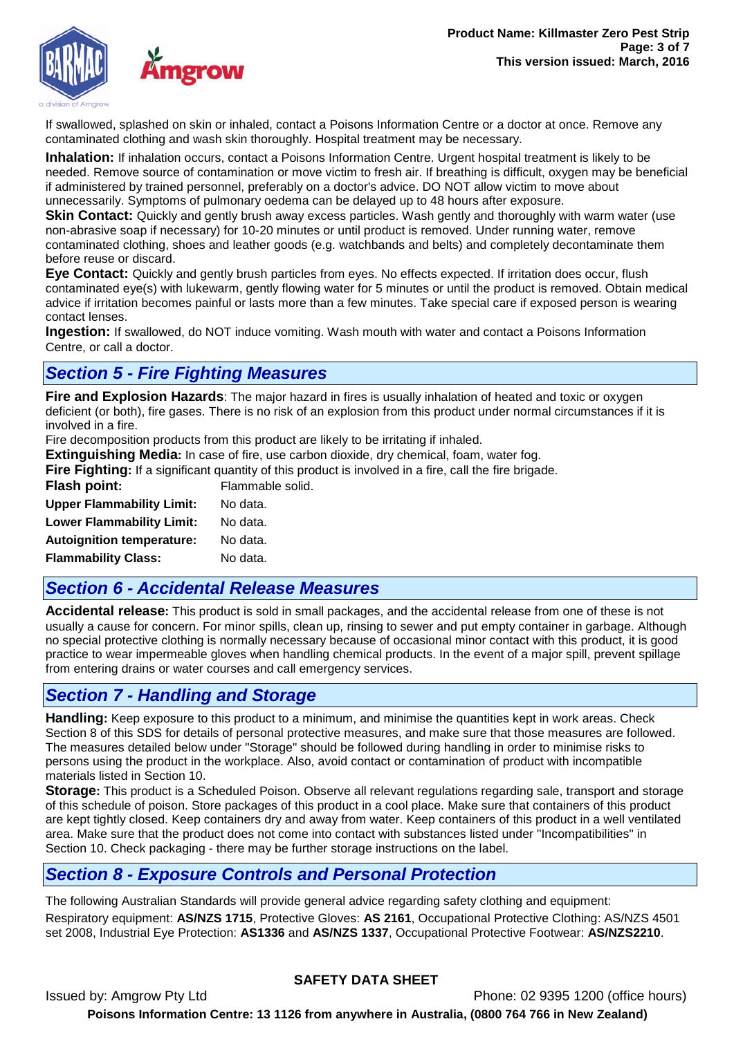If swallowed, splashed on skin or inhaled, contact a Poisons Information Centre or a doctor at once. Remove any contaminated clothing and wash skin thoroughly. Hospital treatment may be necessary.

**Inhalation:** If inhalation occurs, contact a Poisons Information Centre. Urgent hospital treatment is likely to be needed. Remove source of contamination or move victim to fresh air. If breathing is difficult, oxygen may be beneficial if administered by trained personnel, preferably on a doctor's advice. DO NOT allow victim to move about unnecessarily. Symptoms of pulmonary oedema can be delayed up to 48 hours after exposure.

**Skin Contact:** Quickly and gently brush away excess particles. Wash gently and thoroughly with warm water (use non-abrasive soap if necessary) for 10-20 minutes or until product is removed. Under running water, remove contaminated clothing, shoes and leather goods (e.g. watchbands and belts) and completely decontaminate them before reuse or discard.

**Eye Contact:** Quickly and gently brush particles from eyes. No effects expected. If irritation does occur, flush contaminated eye(s) with lukewarm, gently flowing water for 5 minutes or until the product is removed. Obtain medical advice if irritation becomes painful or lasts more than a few minutes. Take special care if exposed person is wearing contact lenses.

**Ingestion:** If swallowed, do NOT induce vomiting. Wash mouth with water and contact a Poisons Information Centre, or call a doctor.

## *Section 5 - Fire Fighting Measures*

**Fire and Explosion Hazards**: The major hazard in fires is usually inhalation of heated and toxic or oxygen deficient (or both), fire gases. There is no risk of an explosion from this product under normal circumstances if it is involved in a fire.

Fire decomposition products from this product are likely to be irritating if inhaled.

**Extinguishing Media:** In case of fire, use carbon dioxide, dry chemical, foam, water fog.

**Fire Fighting:** If a significant quantity of this product is involved in a fire, call the fire brigade.

| | |
|---|---|
| **Flash point:** | Flammable solid. |
| **Upper Flammability Limit:** | No data. |
| **Lower Flammability Limit:** | No data. |
| **Autoignition temperature:** | No data. |
| **Flammability Class:** | No data. |

## *Section 6 - Accidental Release Measures*

**Accidental release:** This product is sold in small packages, and the accidental release from one of these is not usually a cause for concern. For minor spills, clean up, rinsing to sewer and put empty container in garbage. Although no special protective clothing is normally necessary because of occasional minor contact with this product, it is good practice to wear impermeable gloves when handling chemical products. In the event of a major spill, prevent spillage from entering drains or water courses and call emergency services.

## *Section 7 - Handling and Storage*

**Handling:** Keep exposure to this product to a minimum, and minimise the quantities kept in work areas. Check Section 8 of this SDS for details of personal protective measures, and make sure that those measures are followed. The measures detailed below under "Storage" should be followed during handling in order to minimise risks to persons using the product in the workplace. Also, avoid contact or contamination of product with incompatible materials listed in Section 10.

**Storage:** This product is a Scheduled Poison. Observe all relevant regulations regarding sale, transport and storage of this schedule of poison. Store packages of this product in a cool place. Make sure that containers of this product are kept tightly closed. Keep containers dry and away from water. Keep containers of this product in a well ventilated area. Make sure that the product does not come into contact with substances listed under "Incompatibilities" in Section 10. Check packaging - there may be further storage instructions on the label.

## *Section 8 - Exposure Controls and Personal Protection*

The following Australian Standards will provide general advice regarding safety clothing and equipment:

Respiratory equipment: **AS/NZS 1715**, Protective Gloves: **AS 2161**, Occupational Protective Clothing: AS/NZS 4501 set 2008, Industrial Eye Protection: **AS1336** and **AS/NZS 1337**, Occupational Protective Footwear: **AS/NZS2210**.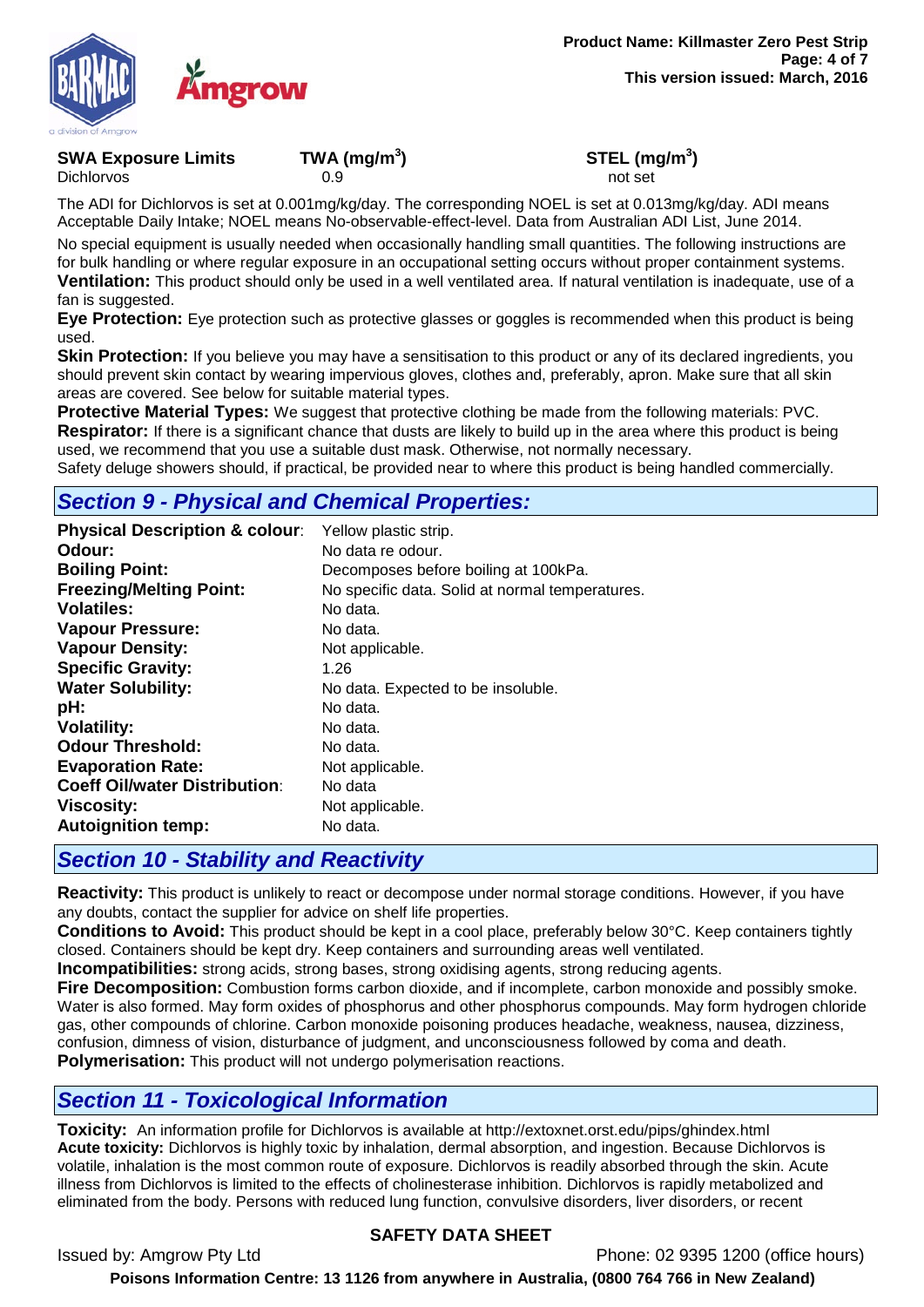| SWA Exposure Limits | TWA ($mg/m^3$) | STEL ($mg/m^3$) |
| --- | --- | --- |
| Dichlorvos | 0.9 | not set |

The ADI for Dichlorvos is set at 0.001mg/kg/day. The corresponding NOEL is set at 0.013mg/kg/day. ADI means Acceptable Daily Intake; NOEL means No-observable-effect-level. Data from Australian ADI List, June 2014.

No special equipment is usually needed when occasionally handling small quantities. The following instructions are for bulk handling or where regular exposure in an occupational setting occurs without proper containment systems.

**Ventilation:** This product should only be used in a well ventilated area. If natural ventilation is inadequate, use of a fan is suggested.

**Eye Protection:** Eye protection such as protective glasses or goggles is recommended when this product is being used.

**Skin Protection:** If you believe you may have a sensitisation to this product or any of its declared ingredients, you should prevent skin contact by wearing impervious gloves, clothes and, preferably, apron. Make sure that all skin areas are covered. See below for suitable material types.

**Protective Material Types:** We suggest that protective clothing be made from the following materials: PVC.

**Respirator:** If there is a significant chance that dusts are likely to build up in the area where this product is being used, we recommend that you use a suitable dust mask. Otherwise, not normally necessary.

Safety deluge showers should, if practical, be provided near to where this product is being handled commercially.

## *Section 9 - Physical and Chemical Properties:*

| | |
| --- | --- |
| **Physical Description & colour**: | Yellow plastic strip. |
| **Odour:** | No data re odour. |
| **Boiling Point:** | Decomposes before boiling at 100kPa. |
| **Freezing/Melting Point:** | No specific data. Solid at normal temperatures. |
| **Volatiles:** | No data. |
| **Vapour Pressure:** | No data. |
| **Vapour Density:** | Not applicable. |
| **Specific Gravity:** | 1.26 |
| **Water Solubility:** | No data. Expected to be insoluble. |
| **pH:** | No data. |
| **Volatility:** | No data. |
| **Odour Threshold:** | No data. |
| **Evaporation Rate:** | Not applicable. |
| **Coeff Oil/water Distribution**: | No data |
| **Viscosity:** | Not applicable. |
| **Autoignition temp:** | No data. |

## *Section 10 - Stability and Reactivity*

**Reactivity:** This product is unlikely to react or decompose under normal storage conditions. However, if you have any doubts, contact the supplier for advice on shelf life properties.

**Conditions to Avoid:** This product should be kept in a cool place, preferably below 30°C. Keep containers tightly closed. Containers should be kept dry. Keep containers and surrounding areas well ventilated.

**Incompatibilities:** strong acids, strong bases, strong oxidising agents, strong reducing agents.

**Fire Decomposition:** Combustion forms carbon dioxide, and if incomplete, carbon monoxide and possibly smoke. Water is also formed. May form oxides of phosphorus and other phosphorus compounds. May form hydrogen chloride gas, other compounds of chlorine. Carbon monoxide poisoning produces headache, weakness, nausea, dizziness, confusion, dimness of vision, disturbance of judgment, and unconsciousness followed by coma and death.

**Polymerisation:** This product will not undergo polymerisation reactions.

## *Section 11 - Toxicological Information*

**Toxicity:** An information profile for Dichlorvos is available at http://extoxnet.orst.edu/pips/ghindex.html

**Acute toxicity:** Dichlorvos is highly toxic by inhalation, dermal absorption, and ingestion. Because Dichlorvos is volatile, inhalation is the most common route of exposure. Dichlorvos is readily absorbed through the skin. Acute illness from Dichlorvos is limited to the effects of cholinesterase inhibition. Dichlorvos is rapidly metabolized and eliminated from the body. Persons with reduced lung function, convulsive disorders, liver disorders, or recent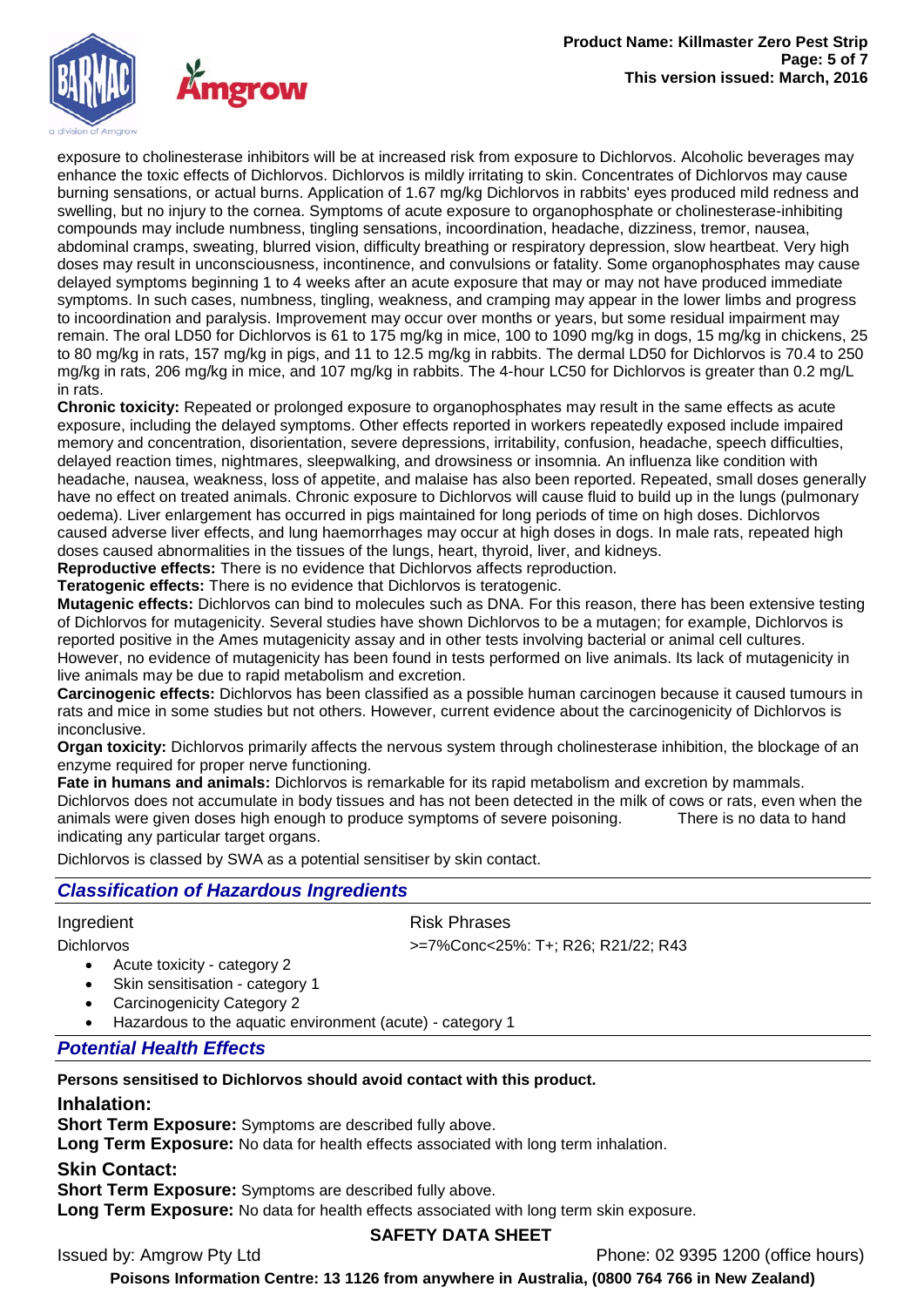exposure to cholinesterase inhibitors will be at increased risk from exposure to Dichlorvos. Alcoholic beverages may enhance the toxic effects of Dichlorvos. Dichlorvos is mildly irritating to skin. Concentrates of Dichlorvos may cause burning sensations, or actual burns. Application of 1.67 mg/kg Dichlorvos in rabbits' eyes produced mild redness and swelling, but no injury to the cornea. Symptoms of acute exposure to organophosphate or cholinesterase-inhibiting compounds may include numbness, tingling sensations, incoordination, headache, dizziness, tremor, nausea, abdominal cramps, sweating, blurred vision, difficulty breathing or respiratory depression, slow heartbeat. Very high doses may result in unconsciousness, incontinence, and convulsions or fatality. Some organophosphates may cause delayed symptoms beginning 1 to 4 weeks after an acute exposure that may or may not have produced immediate symptoms. In such cases, numbness, tingling, weakness, and cramping may appear in the lower limbs and progress to incoordination and paralysis. Improvement may occur over months or years, but some residual impairment may remain. The oral LD50 for Dichlorvos is 61 to 175 mg/kg in mice, 100 to 1090 mg/kg in dogs, 15 mg/kg in chickens, 25 to 80 mg/kg in rats, 157 mg/kg in pigs, and 11 to 12.5 mg/kg in rabbits. The dermal LD50 for Dichlorvos is 70.4 to 250 mg/kg in rats, 206 mg/kg in mice, and 107 mg/kg in rabbits. The 4-hour LC50 for Dichlorvos is greater than 0.2 mg/L in rats.

**Chronic toxicity:** Repeated or prolonged exposure to organophosphates may result in the same effects as acute exposure, including the delayed symptoms. Other effects reported in workers repeatedly exposed include impaired memory and concentration, disorientation, severe depressions, irritability, confusion, headache, speech difficulties, delayed reaction times, nightmares, sleepwalking, and drowsiness or insomnia. An influenza like condition with headache, nausea, weakness, loss of appetite, and malaise has also been reported. Repeated, small doses generally have no effect on treated animals. Chronic exposure to Dichlorvos will cause fluid to build up in the lungs (pulmonary oedema). Liver enlargement has occurred in pigs maintained for long periods of time on high doses. Dichlorvos caused adverse liver effects, and lung haemorrhages may occur at high doses in dogs. In male rats, repeated high doses caused abnormalities in the tissues of the lungs, heart, thyroid, liver, and kidneys.

**Reproductive effects:** There is no evidence that Dichlorvos affects reproduction.

**Teratogenic effects:** There is no evidence that Dichlorvos is teratogenic.

**Mutagenic effects:** Dichlorvos can bind to molecules such as DNA. For this reason, there has been extensive testing of Dichlorvos for mutagenicity. Several studies have shown Dichlorvos to be a mutagen; for example, Dichlorvos is reported positive in the Ames mutagenicity assay and in other tests involving bacterial or animal cell cultures. However, no evidence of mutagenicity has been found in tests performed on live animals. Its lack of mutagenicity in live animals may be due to rapid metabolism and excretion.

**Carcinogenic effects:** Dichlorvos has been classified as a possible human carcinogen because it caused tumours in rats and mice in some studies but not others. However, current evidence about the carcinogenicity of Dichlorvos is inconclusive.

**Organ toxicity:** Dichlorvos primarily affects the nervous system through cholinesterase inhibition, the blockage of an enzyme required for proper nerve functioning.

**Fate in humans and animals:** Dichlorvos is remarkable for its rapid metabolism and excretion by mammals. Dichlorvos does not accumulate in body tissues and has not been detected in the milk of cows or rats, even when the animals were given doses high enough to produce symptoms of severe poisoning. There is no data to hand indicating any particular target organs.

Dichlorvos is classed by SWA as a potential sensitiser by skin contact.

## *Classification of Hazardous Ingredients*

| Ingredient | Risk Phrases |
|---|---|
| Dichlorvos | >=7%Conc<25%: T+; R26; R21/22; R43 |

- Acute toxicity - category 2
- Skin sensitisation - category 1
- Carcinogenicity Category 2
- Hazardous to the aquatic environment (acute) - category 1

## *Potential Health Effects*

**Persons sensitised to Dichlorvos should avoid contact with this product.**

### Inhalation:

**Short Term Exposure:** Symptoms are described fully above.

**Long Term Exposure:** No data for health effects associated with long term inhalation.

### Skin Contact:

**Short Term Exposure:** Symptoms are described fully above.

**Long Term Exposure:** No data for health effects associated with long term skin exposure.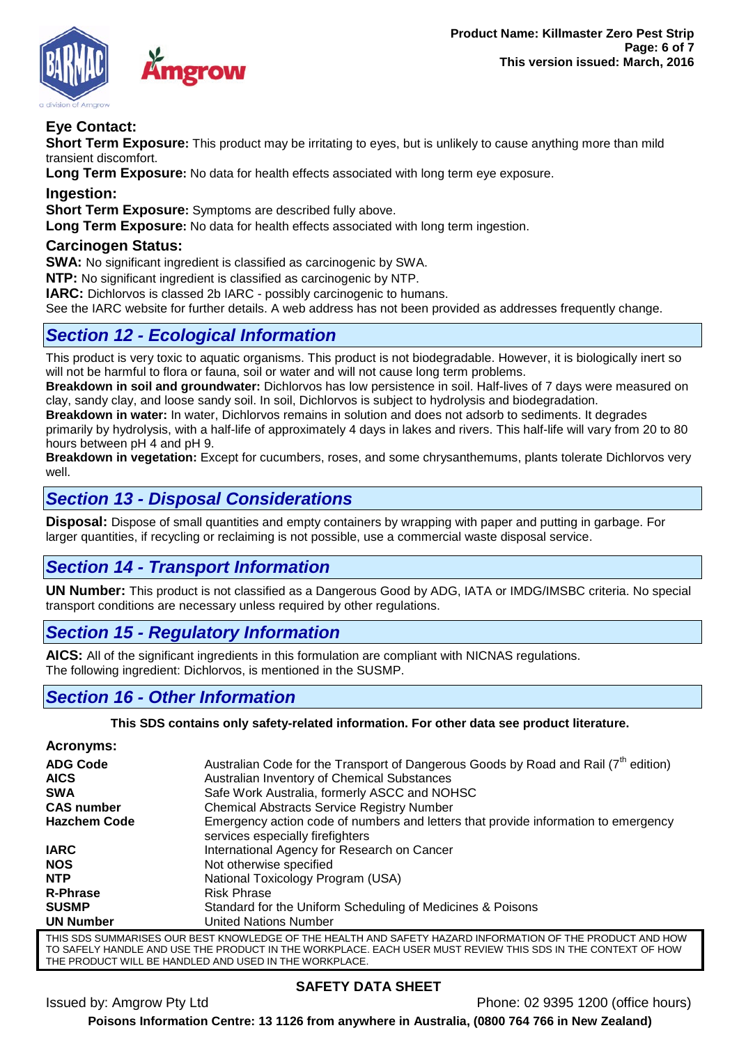### Eye Contact:

**Short Term Exposure:** This product may be irritating to eyes, but is unlikely to cause anything more than mild transient discomfort.

**Long Term Exposure:** No data for health effects associated with long term eye exposure.

### Ingestion:

**Short Term Exposure:** Symptoms are described fully above.

**Long Term Exposure:** No data for health effects associated with long term ingestion.

### Carcinogen Status:

**SWA:** No significant ingredient is classified as carcinogenic by SWA.

**NTP:** No significant ingredient is classified as carcinogenic by NTP.

**IARC:** Dichlorvos is classed 2b IARC - possibly carcinogenic to humans.

See the IARC website for further details. A web address has not been provided as addresses frequently change.

## *Section 12 - Ecological Information*

This product is very toxic to aquatic organisms. This product is not biodegradable. However, it is biologically inert so will not be harmful to flora or fauna, soil or water and will not cause long term problems.

**Breakdown in soil and groundwater:** Dichlorvos has low persistence in soil. Half-lives of 7 days were measured on clay, sandy clay, and loose sandy soil. In soil, Dichlorvos is subject to hydrolysis and biodegradation.

**Breakdown in water:** In water, Dichlorvos remains in solution and does not adsorb to sediments. It degrades primarily by hydrolysis, with a half-life of approximately 4 days in lakes and rivers. This half-life will vary from 20 to 80 hours between pH 4 and pH 9.

**Breakdown in vegetation:** Except for cucumbers, roses, and some chrysanthemums, plants tolerate Dichlorvos very well.

## *Section 13 - Disposal Considerations*

**Disposal:** Dispose of small quantities and empty containers by wrapping with paper and putting in garbage. For larger quantities, if recycling or reclaiming is not possible, use a commercial waste disposal service.

## *Section 14 - Transport Information*

**UN Number:** This product is not classified as a Dangerous Good by ADG, IATA or IMDG/IMSBC criteria. No special transport conditions are necessary unless required by other regulations.

## *Section 15 - Regulatory Information*

**AICS:** All of the significant ingredients in this formulation are compliant with NICNAS regulations.
The following ingredient: Dichlorvos, is mentioned in the SUSMP.

## *Section 16 - Other Information*

**This SDS contains only safety-related information. For other data see product literature.**

### Acronyms:

| | |
|---|---|
| **ADG Code** | Australian Code for the Transport of Dangerous Goods by Road and Rail (7th edition) |
| **AICS** | Australian Inventory of Chemical Substances |
| **SWA** | Safe Work Australia, formerly ASCC and NOHSC |
| **CAS number** | Chemical Abstracts Service Registry Number |
| **Hazchem Code** | Emergency action code of numbers and letters that provide information to emergency services especially firefighters |
| **IARC** | International Agency for Research on Cancer |
| **NOS** | Not otherwise specified |
| **NTP** | National Toxicology Program (USA) |
| **R-Phrase** | Risk Phrase |
| **SUSMP** | Standard for the Uniform Scheduling of Medicines & Poisons |
| **UN Number** | United Nations Number |

THIS SDS SUMMARISES OUR BEST KNOWLEDGE OF THE HEALTH AND SAFETY HAZARD INFORMATION OF THE PRODUCT AND HOW TO SAFELY HANDLE AND USE THE PRODUCT IN THE WORKPLACE. EACH USER MUST REVIEW THIS SDS IN THE CONTEXT OF HOW THE PRODUCT WILL BE HANDLED AND USED IN THE WORKPLACE.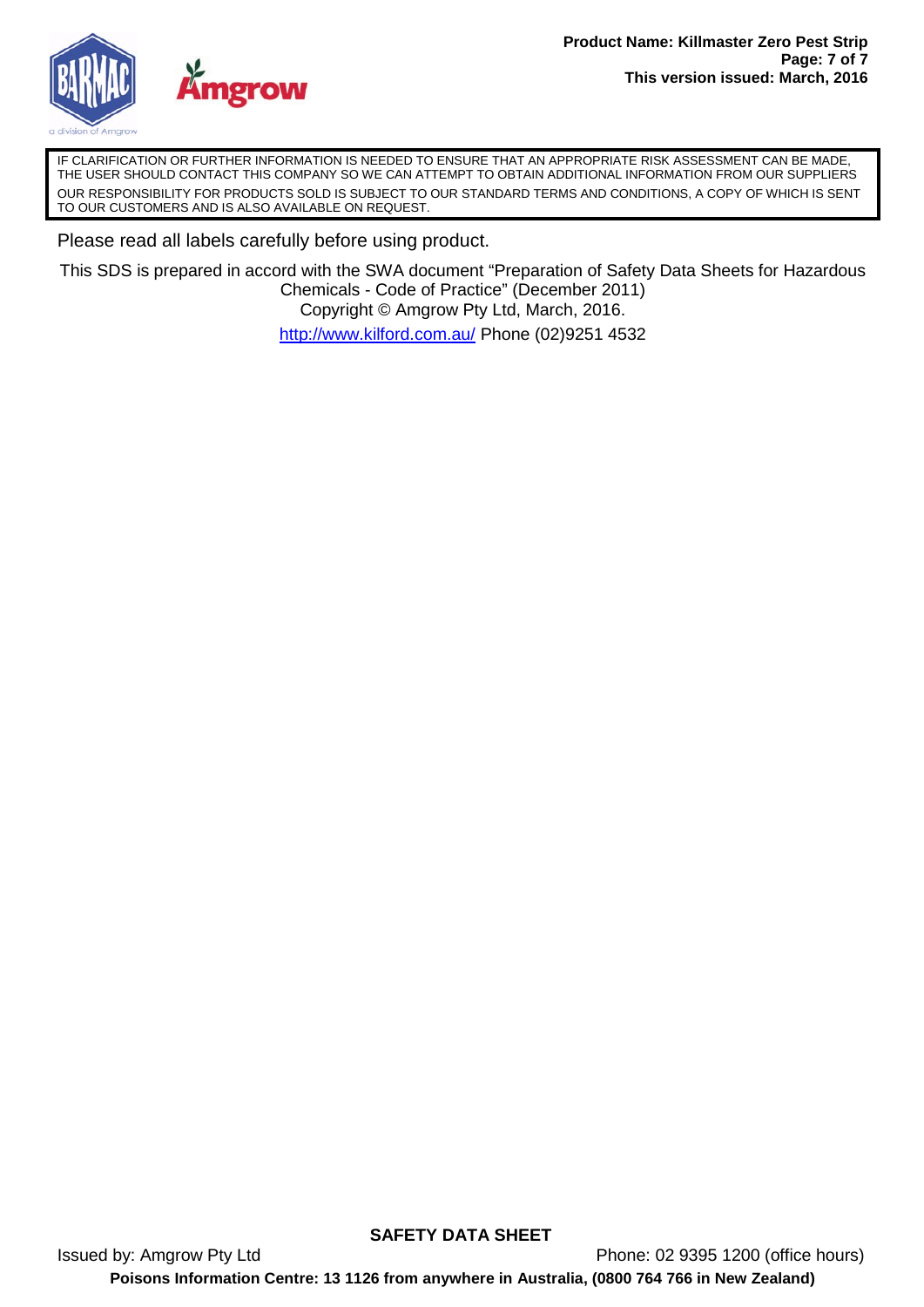IF CLARIFICATION OR FURTHER INFORMATION IS NEEDED TO ENSURE THAT AN APPROPRIATE RISK ASSESSMENT CAN BE MADE, THE USER SHOULD CONTACT THIS COMPANY SO WE CAN ATTEMPT TO OBTAIN ADDITIONAL INFORMATION FROM OUR SUPPLIERS

OUR RESPONSIBILITY FOR PRODUCTS SOLD IS SUBJECT TO OUR STANDARD TERMS AND CONDITIONS, A COPY OF WHICH IS SENT TO OUR CUSTOMERS AND IS ALSO AVAILABLE ON REQUEST.

Please read all labels carefully before using product.

This SDS is prepared in accord with the SWA document "Preparation of Safety Data Sheets for Hazardous Chemicals - Code of Practice" (December 2011)

Copyright © Amgrow Pty Ltd, March, 2016.

http://www.kilford.com.au/ Phone (02)9251 4532